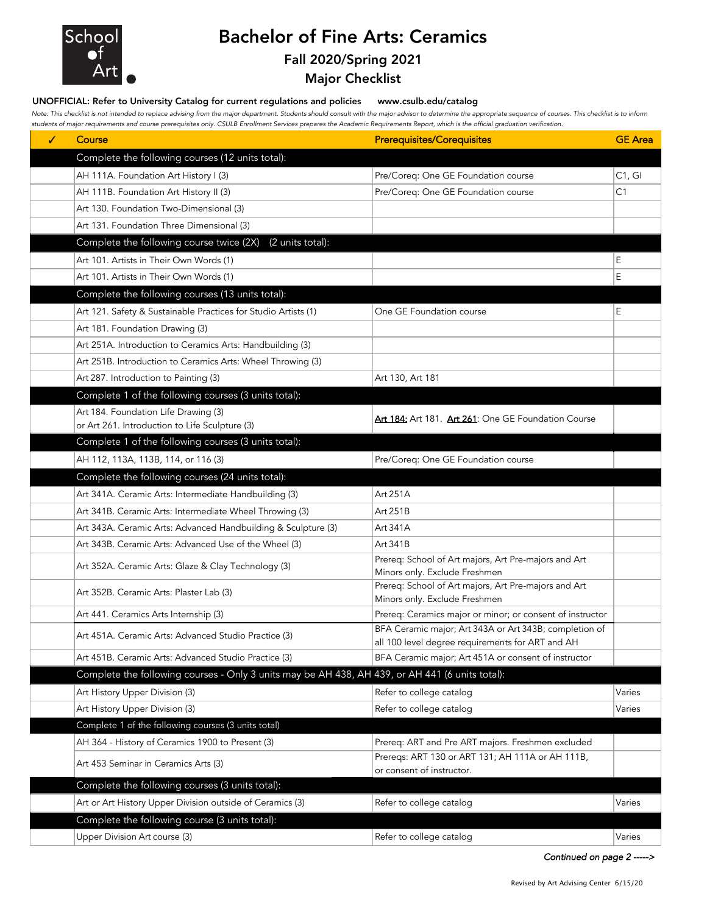# Bachelor of Fine Arts: Ceramics

## Fall 2020/Spring 2021

## Major Checklist

**UNOFFICIAL: Refer to University Catalog for current regulations and policies** **www.csulb.edu/catalog**

*Note: This checklist is not intended to replace advising from the major department. Students should consult with the major advisor to determine the appropriate sequence of courses. This checklist is to inform students of major requirements and course prerequisites only. CSULB Enrollment Services prepares the Academic Requirements Report, which is the official graduation verification.*

| ✓ | Course | Prerequisites/Corequisites | GE Area |
|---|---|---|---|
| | **Complete the following courses (12 units total):** | | |
| | AH 111A. Foundation Art History I (3) | Pre/Coreq: One GE Foundation course | C1, GI |
| | AH 111B. Foundation Art History II (3) | Pre/Coreq: One GE Foundation course | C1 |
| | Art 130. Foundation Two-Dimensional (3) | | |
| | Art 131. Foundation Three Dimensional (3) | | |
| | **Complete the following course twice (2X) (2 units total):** | | |
| | Art 101. Artists in Their Own Words (1) | | E |
| | Art 101. Artists in Their Own Words (1) | | E |
| | **Complete the following courses (13 units total):** | | |
| | Art 121. Safety & Sustainable Practices for Studio Artists (1) | One GE Foundation course | E |
| | Art 181. Foundation Drawing (3) | | |
| | Art 251A. Introduction to Ceramics Arts: Handbuilding (3) | | |
| | Art 251B. Introduction to Ceramics Arts: Wheel Throwing (3) | | |
| | Art 287. Introduction to Painting (3) | Art 130, Art 181 | |
| | **Complete 1 of the following courses (3 units total):** | | |
| | Art 184. Foundation Life Drawing (3) or Art 261. Introduction to Life Sculpture (3) | Art 184: Art 181. Art 261: One GE Foundation Course | |
| | **Complete 1 of the following courses (3 units total):** | | |
| | AH 112, 113A, 113B, 114, or 116 (3) | Pre/Coreq: One GE Foundation course | |
| | **Complete the following courses (24 units total):** | | |
| | Art 341A. Ceramic Arts: Intermediate Handbuilding (3) | Art 251A | |
| | Art 341B. Ceramic Arts: Intermediate Wheel Throwing (3) | Art 251B | |
| | Art 343A. Ceramic Arts: Advanced Handbuilding & Sculpture (3) | Art 341A | |
| | Art 343B. Ceramic Arts: Advanced Use of the Wheel (3) | Art 341B | |
| | Art 352A. Ceramic Arts: Glaze & Clay Technology (3) | Prereq: School of Art majors, Art Pre-majors and Art Minors only. Exclude Freshmen | |
| | Art 352B. Ceramic Arts: Plaster Lab (3) | Prereq: School of Art majors, Art Pre-majors and Art Minors only. Exclude Freshmen | |
| | Art 441. Ceramics Arts Internship (3) | Prereq: Ceramics major or minor; or consent of instructor | |
| | Art 451A. Ceramic Arts: Advanced Studio Practice (3) | BFA Ceramic major; Art 343A or Art 343B; completion of all 100 level degree requirements for ART and AH | |
| | Art 451B. Ceramic Arts: Advanced Studio Practice (3) | BFA Ceramic major; Art 451A or consent of instructor | |
| | **Complete the following courses - Only 3 units may be AH 438, AH 439, or AH 441 (6 units total):** | | |
| | Art History Upper Division (3) | Refer to college catalog | Varies |
| | Art History Upper Division (3) | Refer to college catalog | Varies |
| | **Complete 1 of the following courses (3 units total)** | | |
| | AH 364 - History of Ceramics 1900 to Present (3) | Prereq: ART and Pre ART majors. Freshmen excluded | |
| | Art 453 Seminar in Ceramics Arts (3) | Prereqs: ART 130 or ART 131; AH 111A or AH 111B, or consent of instructor. | |
| | **Complete the following courses (3 units total):** | | |
| | Art or Art History Upper Division outside of Ceramics (3) | Refer to college catalog | Varies |
| | **Complete the following course (3 units total):** | | |
| | Upper Division Art course (3) | Refer to college catalog | Varies |

*Continued on page 2 ----->*

Revised by Art Advising Center 6/15/20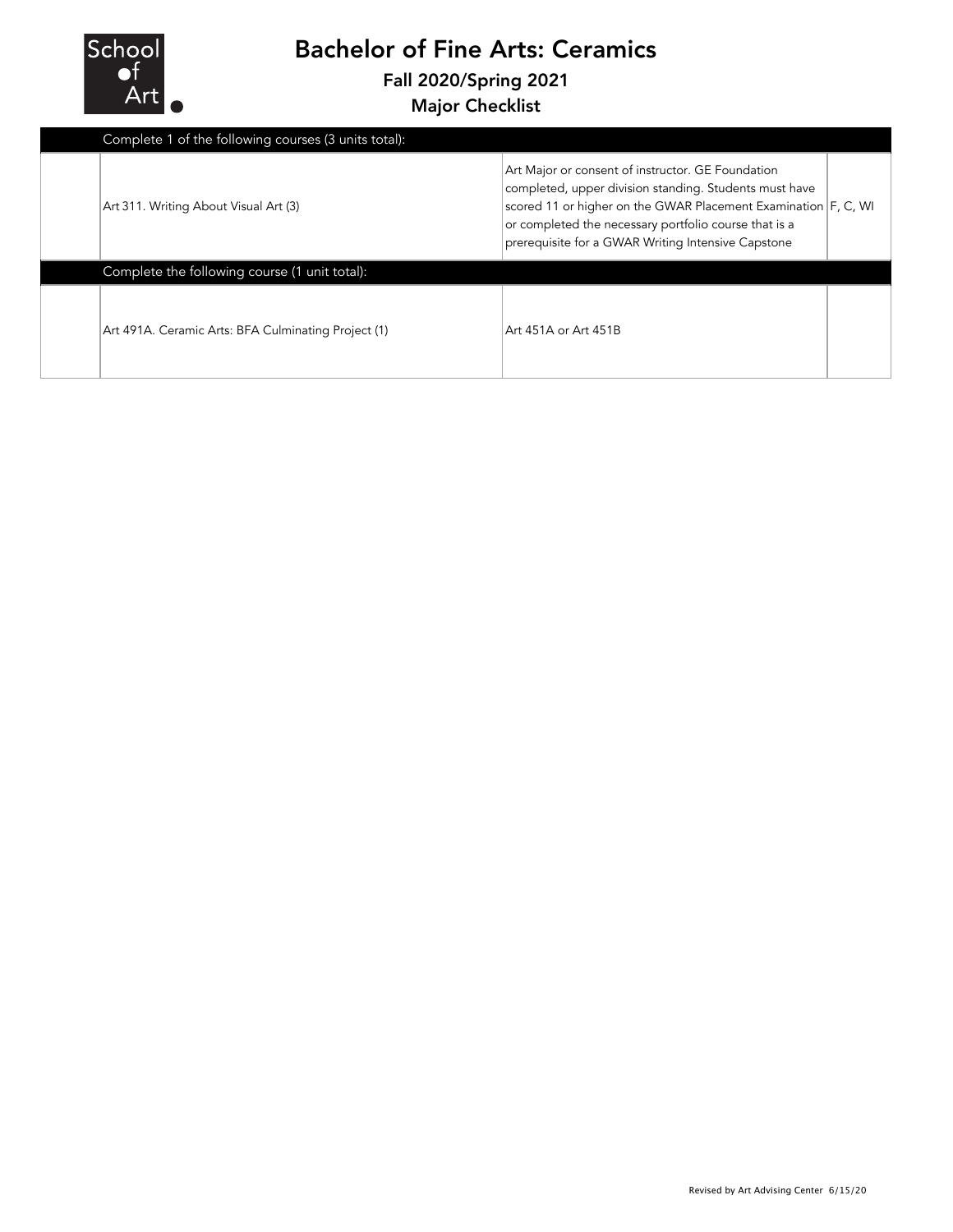# Bachelor of Fine Arts: Ceramics

## Fall 2020/Spring 2021

## Major Checklist

| | | | |
|---|---|---|---|
| | **Complete 1 of the following courses (3 units total):** | | |
| | Art 311. Writing About Visual Art (3) | Art Major or consent of instructor. GE Foundation completed, upper division standing. Students must have scored 11 or higher on the GWAR Placement Examination or completed the necessary portfolio course that is a prerequisite for a GWAR Writing Intensive Capstone | F, C, WI |
| | **Complete the following course (1 unit total):** | | |
| | Art 491A. Ceramic Arts: BFA Culminating Project (1) | Art 451A or Art 451B | |

Revised by Art Advising Center 6/15/20